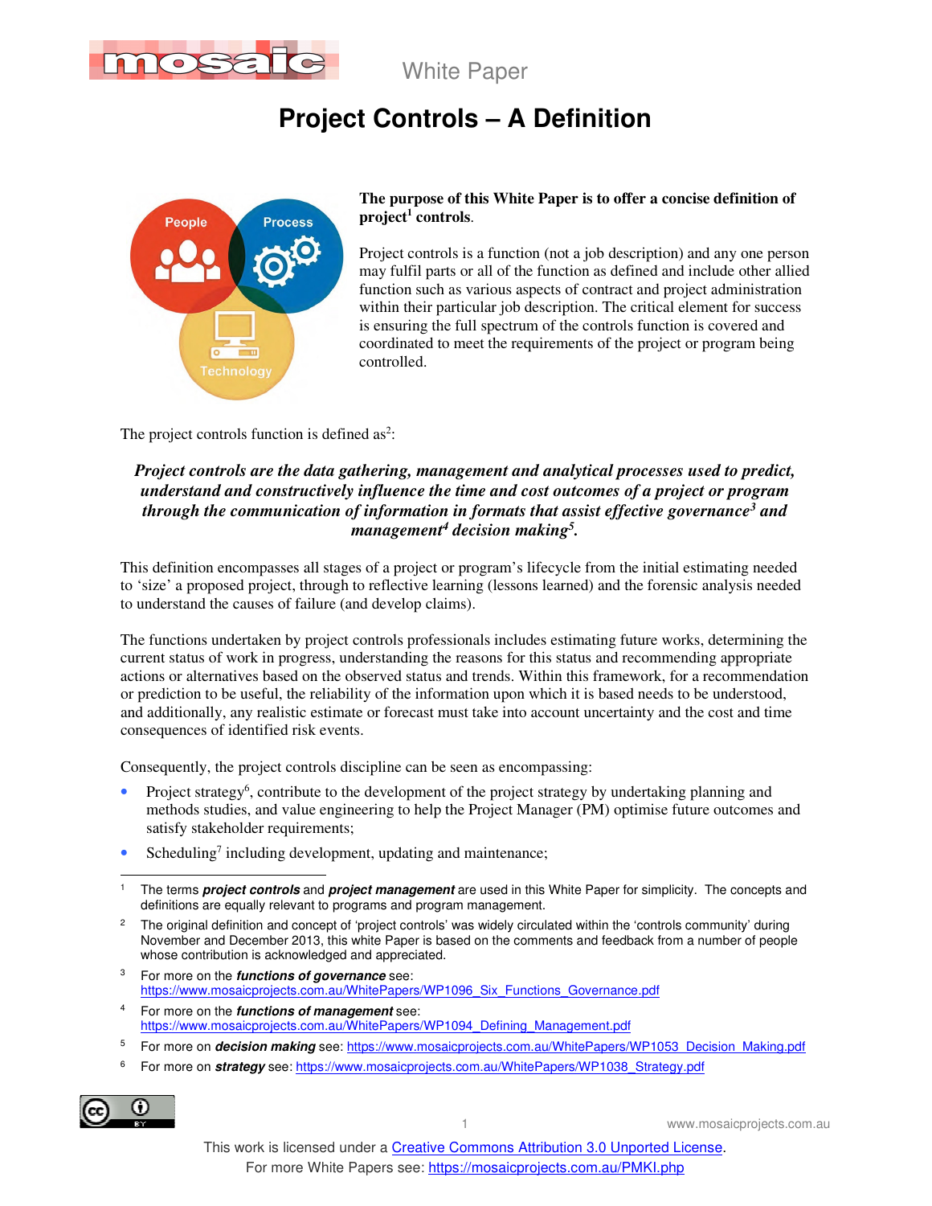White Paper

# Project Controls – A Definition

**The purpose of this White Paper is to offer a concise definition of project[1] controls.**

Project controls is a function (not a job description) and any one person may fulfil parts or all of the function as defined and include other allied function such as various aspects of contract and project administration within their particular job description. The critical element for success is ensuring the full spectrum of the controls function is covered and coordinated to meet the requirements of the project or program being controlled.

The project controls function is defined as[2]:

***Project controls are the data gathering, management and analytical processes used to predict, understand and constructively influence the time and cost outcomes of a project or program through the communication of information in formats that assist effective governance[3] and management[4] decision making[5].***

This definition encompasses all stages of a project or program's lifecycle from the initial estimating needed to 'size' a proposed project, through to reflective learning (lessons learned) and the forensic analysis needed to understand the causes of failure (and develop claims).

The functions undertaken by project controls professionals includes estimating future works, determining the current status of work in progress, understanding the reasons for this status and recommending appropriate actions or alternatives based on the observed status and trends. Within this framework, for a recommendation or prediction to be useful, the reliability of the information upon which it is based needs to be understood, and additionally, any realistic estimate or forecast must take into account uncertainty and the cost and time consequences of identified risk events.

Consequently, the project controls discipline can be seen as encompassing:

- Project strategy[6], contribute to the development of the project strategy by undertaking planning and methods studies, and value engineering to help the Project Manager (PM) optimise future outcomes and satisfy stakeholder requirements;
- Scheduling[7] including development, updating and maintenance;

---

[1] The terms ***project controls*** and ***project management*** are used in this White Paper for simplicity. The concepts and definitions are equally relevant to programs and program management.

[2] The original definition and concept of 'project controls' was widely circulated within the 'controls community' during November and December 2013, this white Paper is based on the comments and feedback from a number of people whose contribution is acknowledged and appreciated.

[3] For more on the ***functions of governance*** see: https://www.mosaicprojects.com.au/WhitePapers/WP1096_Six_Functions_Governance.pdf

[4] For more on the ***functions of management*** see: https://www.mosaicprojects.com.au/WhitePapers/WP1094_Defining_Management.pdf

[5] For more on ***decision making*** see: https://www.mosaicprojects.com.au/WhitePapers/WP1053_Decision_Making.pdf

[6] For more on ***strategy*** see: https://www.mosaicprojects.com.au/WhitePapers/WP1038_Strategy.pdf

This work is licensed under a Creative Commons Attribution 3.0 Unported License.
For more White Papers see: https://mosaicprojects.com.au/PMKI.php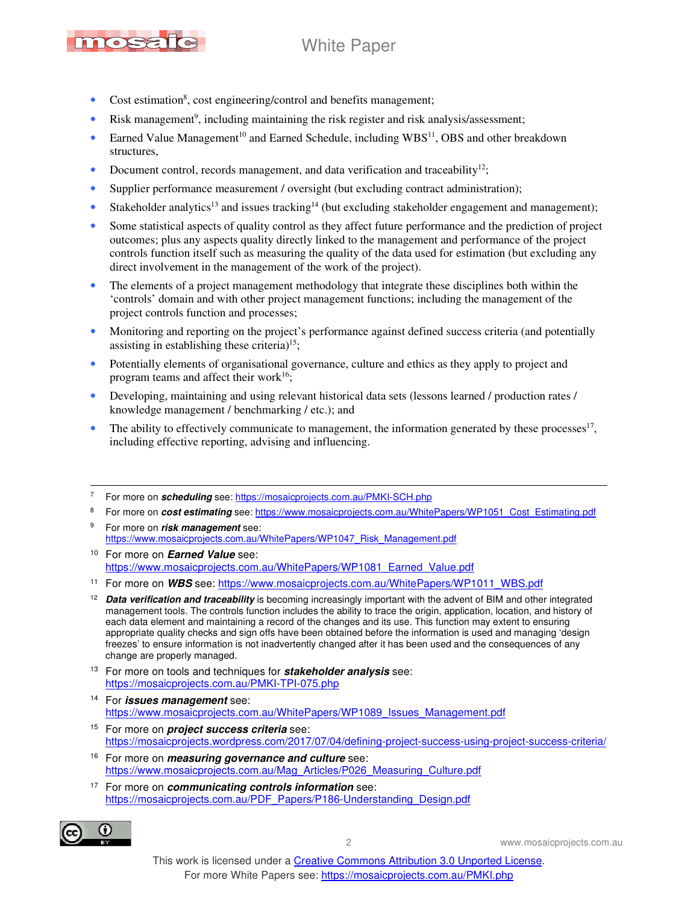- Cost estimation[8], cost engineering/control and benefits management;
- Risk management[9], including maintaining the risk register and risk analysis/assessment;
- Earned Value Management[10] and Earned Schedule, including WBS[11], OBS and other breakdown structures,
- Document control, records management, and data verification and traceability[12];
- Supplier performance measurement / oversight (but excluding contract administration);
- Stakeholder analytics[13] and issues tracking[14] (but excluding stakeholder engagement and management);
- Some statistical aspects of quality control as they affect future performance and the prediction of project outcomes; plus any aspects quality directly linked to the management and performance of the project controls function itself such as measuring the quality of the data used for estimation (but excluding any direct involvement in the management of the work of the project).
- The elements of a project management methodology that integrate these disciplines both within the 'controls' domain and with other project management functions; including the management of the project controls function and processes;
- Monitoring and reporting on the project's performance against defined success criteria (and potentially assisting in establishing these criteria)[15];
- Potentially elements of organisational governance, culture and ethics as they apply to project and program teams and affect their work[16];
- Developing, maintaining and using relevant historical data sets (lessons learned / production rates / knowledge management / benchmarking / etc.); and
- The ability to effectively communicate to management, the information generated by these processes[17], including effective reporting, advising and influencing.

---

7 For more on ***scheduling*** see: https://mosaicprojects.com.au/PMKI-SCH.php

8 For more on ***cost estimating*** see: https://www.mosaicprojects.com.au/WhitePapers/WP1051_Cost_Estimating.pdf

9 For more on ***risk management*** see: https://www.mosaicprojects.com.au/WhitePapers/WP1047_Risk_Management.pdf

10 For more on ***Earned Value*** see: https://www.mosaicprojects.com.au/WhitePapers/WP1081_Earned_Value.pdf

11 For more on ***WBS*** see: https://www.mosaicprojects.com.au/WhitePapers/WP1011_WBS.pdf

12 ***Data verification and traceability*** is becoming increasingly important with the advent of BIM and other integrated management tools. The controls function includes the ability to trace the origin, application, location, and history of each data element and maintaining a record of the changes and its use. This function may extent to ensuring appropriate quality checks and sign offs have been obtained before the information is used and managing 'design freezes' to ensure information is not inadvertently changed after it has been used and the consequences of any change are properly managed.

13 For more on tools and techniques for ***stakeholder analysis*** see: https://mosaicprojects.com.au/PMKI-TPI-075.php

14 For ***issues management*** see: https://www.mosaicprojects.com.au/WhitePapers/WP1089_Issues_Management.pdf

15 For more on ***project success criteria*** see: https://mosaicprojects.wordpress.com/2017/07/04/defining-project-success-using-project-success-criteria/

16 For more on ***measuring governance and culture*** see: https://www.mosaicprojects.com.au/Mag_Articles/P026_Measuring_Culture.pdf

17 For more on ***communicating controls information*** see: https://mosaicprojects.com.au/PDF_Papers/P186-Understanding_Design.pdf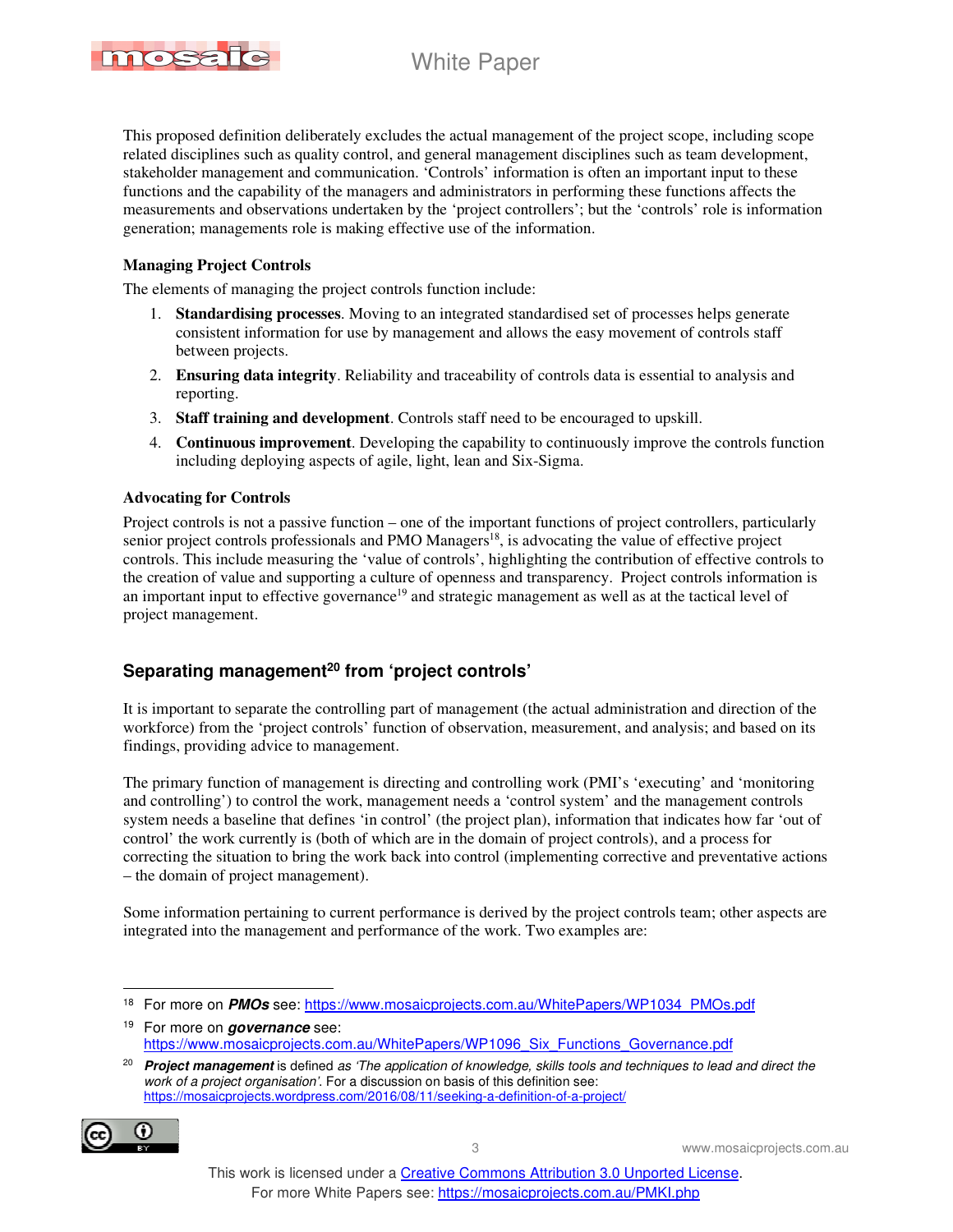This proposed definition deliberately excludes the actual management of the project scope, including scope related disciplines such as quality control, and general management disciplines such as team development, stakeholder management and communication. 'Controls' information is often an important input to these functions and the capability of the managers and administrators in performing these functions affects the measurements and observations undertaken by the 'project controllers'; but the 'controls' role is information generation; managements role is making effective use of the information.

### Managing Project Controls

The elements of managing the project controls function include:

1. **Standardising processes**. Moving to an integrated standardised set of processes helps generate consistent information for use by management and allows the easy movement of controls staff between projects.
2. **Ensuring data integrity**. Reliability and traceability of controls data is essential to analysis and reporting.
3. **Staff training and development**. Controls staff need to be encouraged to upskill.
4. **Continuous improvement**. Developing the capability to continuously improve the controls function including deploying aspects of agile, light, lean and Six-Sigma.

### Advocating for Controls

Project controls is not a passive function – one of the important functions of project controllers, particularly senior project controls professionals and PMO Managers[18], is advocating the value of effective project controls. This include measuring the 'value of controls', highlighting the contribution of effective controls to the creation of value and supporting a culture of openness and transparency. Project controls information is an important input to effective governance[19] and strategic management as well as at the tactical level of project management.

## Separating management[20] from 'project controls'

It is important to separate the controlling part of management (the actual administration and direction of the workforce) from the 'project controls' function of observation, measurement, and analysis; and based on its findings, providing advice to management.

The primary function of management is directing and controlling work (PMI's 'executing' and 'monitoring and controlling') to control the work, management needs a 'control system' and the management controls system needs a baseline that defines 'in control' (the project plan), information that indicates how far 'out of control' the work currently is (both of which are in the domain of project controls), and a process for correcting the situation to bring the work back into control (implementing corrective and preventative actions – the domain of project management).

Some information pertaining to current performance is derived by the project controls team; other aspects are integrated into the management and performance of the work. Two examples are:

---

[18] For more on ***PMOs*** see: https://www.mosaicprojects.com.au/WhitePapers/WP1034_PMOs.pdf

[19] For more on ***governance*** see: https://www.mosaicprojects.com.au/WhitePapers/WP1096_Six_Functions_Governance.pdf

[20] ***Project management*** is defined *as 'The application of knowledge, skills tools and techniques to lead and direct the work of a project organisation'*. For a discussion on basis of this definition see: https://mosaicprojects.wordpress.com/2016/08/11/seeking-a-definition-of-a-project/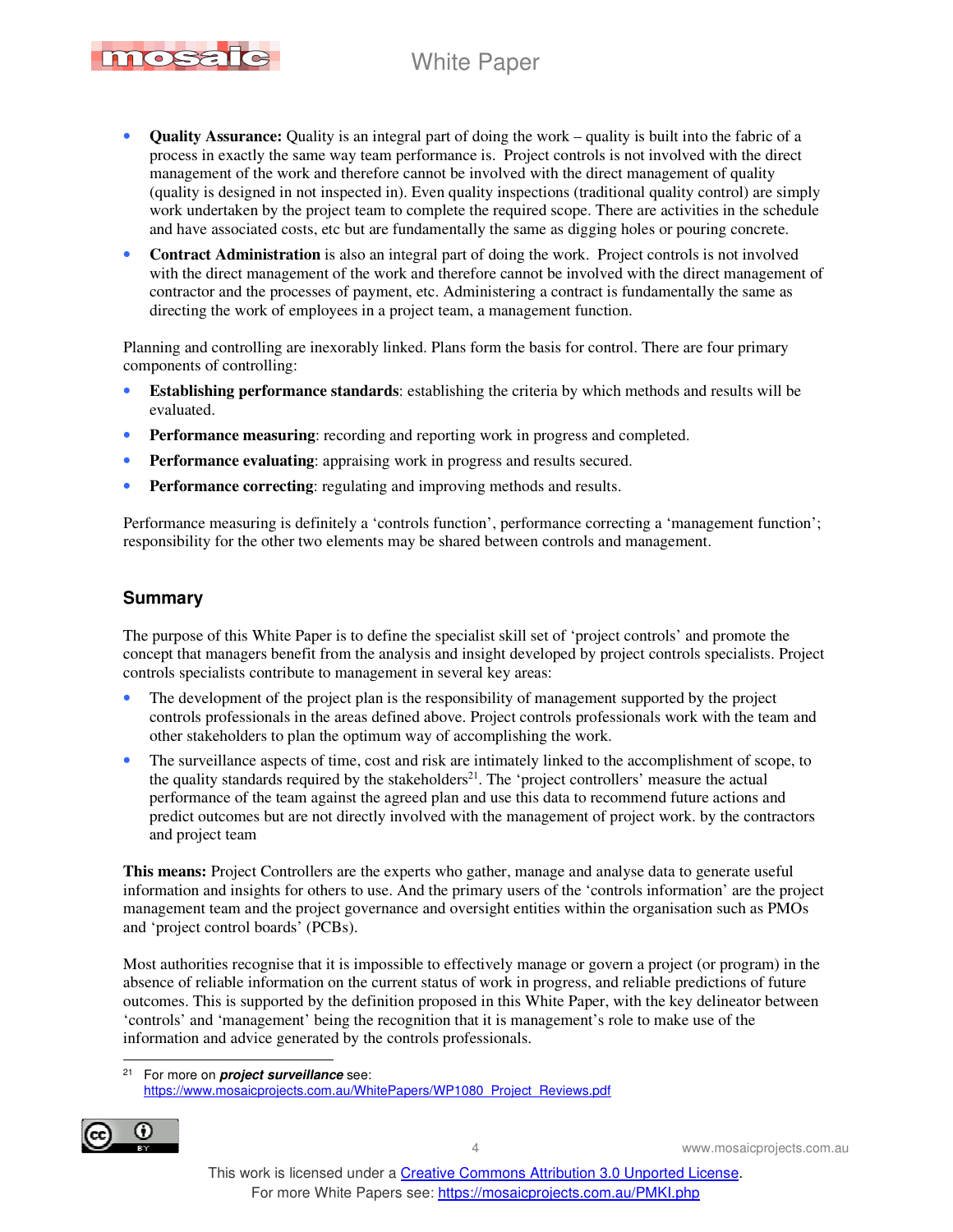- **Quality Assurance:** Quality is an integral part of doing the work – quality is built into the fabric of a process in exactly the same way team performance is. Project controls is not involved with the direct management of the work and therefore cannot be involved with the direct management of quality (quality is designed in not inspected in). Even quality inspections (traditional quality control) are simply work undertaken by the project team to complete the required scope. There are activities in the schedule and have associated costs, etc but are fundamentally the same as digging holes or pouring concrete.
- **Contract Administration** is also an integral part of doing the work. Project controls is not involved with the direct management of the work and therefore cannot be involved with the direct management of contractor and the processes of payment, etc. Administering a contract is fundamentally the same as directing the work of employees in a project team, a management function.

Planning and controlling are inexorably linked. Plans form the basis for control. There are four primary components of controlling:

- **Establishing performance standards**: establishing the criteria by which methods and results will be evaluated.
- **Performance measuring**: recording and reporting work in progress and completed.
- **Performance evaluating**: appraising work in progress and results secured.
- **Performance correcting**: regulating and improving methods and results.

Performance measuring is definitely a 'controls function', performance correcting a 'management function'; responsibility for the other two elements may be shared between controls and management.

## Summary

The purpose of this White Paper is to define the specialist skill set of 'project controls' and promote the concept that managers benefit from the analysis and insight developed by project controls specialists. Project controls specialists contribute to management in several key areas:

- The development of the project plan is the responsibility of management supported by the project controls professionals in the areas defined above. Project controls professionals work with the team and other stakeholders to plan the optimum way of accomplishing the work.
- The surveillance aspects of time, cost and risk are intimately linked to the accomplishment of scope, to the quality standards required by the stakeholders[21]. The 'project controllers' measure the actual performance of the team against the agreed plan and use this data to recommend future actions and predict outcomes but are not directly involved with the management of project work. by the contractors and project team

**This means:** Project Controllers are the experts who gather, manage and analyse data to generate useful information and insights for others to use. And the primary users of the 'controls information' are the project management team and the project governance and oversight entities within the organisation such as PMOs and 'project control boards' (PCBs).

Most authorities recognise that it is impossible to effectively manage or govern a project (or program) in the absence of reliable information on the current status of work in progress, and reliable predictions of future outcomes. This is supported by the definition proposed in this White Paper, with the key delineator between 'controls' and 'management' being the recognition that it is management's role to make use of the information and advice generated by the controls professionals.

---

[21] For more on ***project surveillance*** see: https://www.mosaicprojects.com.au/WhitePapers/WP1080_Project_Reviews.pdf

This work is licensed under a Creative Commons Attribution 3.0 Unported License.
For more White Papers see: https://mosaicprojects.com.au/PMKI.php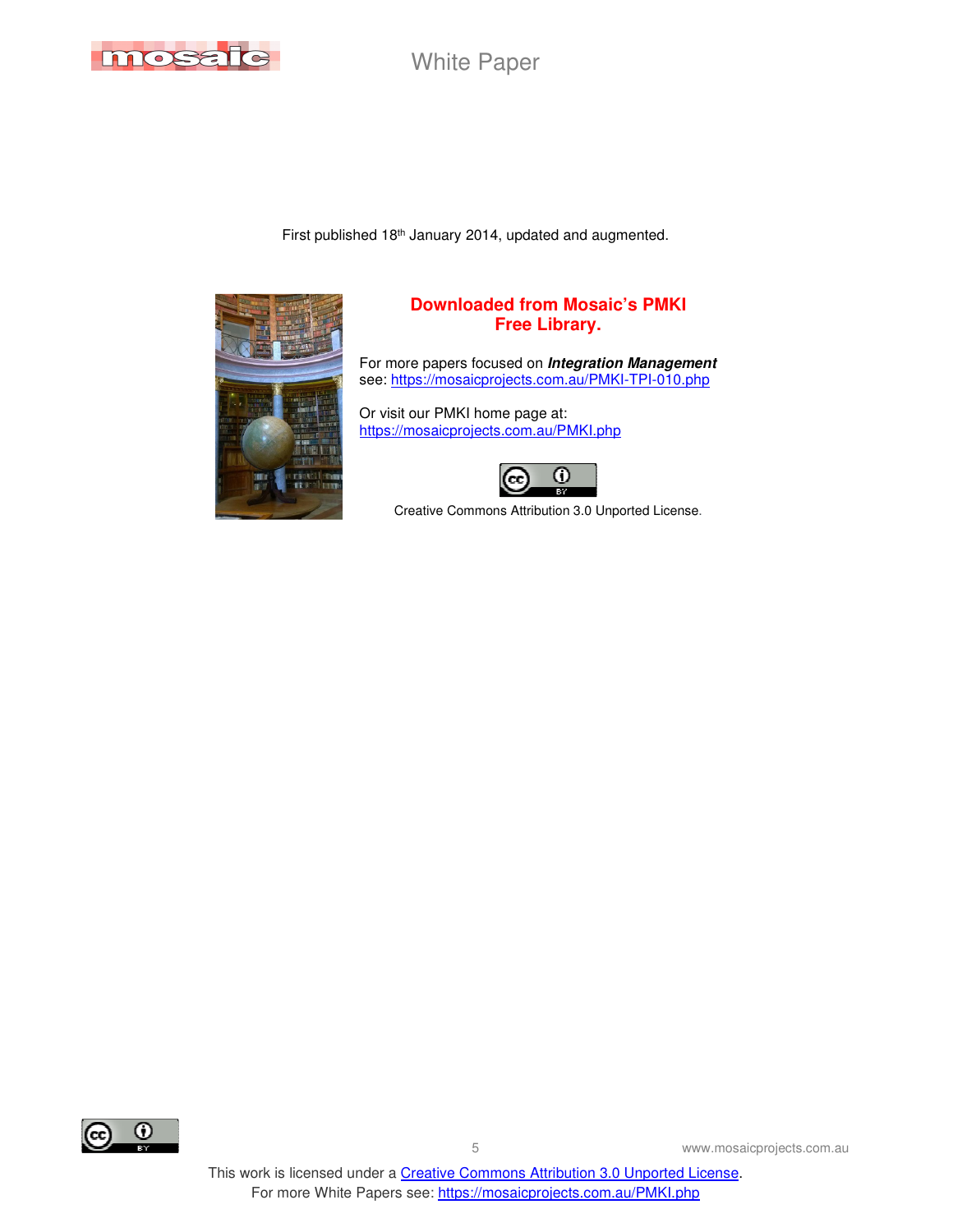First published 18th January 2014, updated and augmented.

**Downloaded from Mosaic's PMKI Free Library.**

For more papers focused on ***Integration Management*** see: https://mosaicprojects.com.au/PMKI-TPI-010.php

Or visit our PMKI home page at: https://mosaicprojects.com.au/PMKI.php

Creative Commons Attribution 3.0 Unported License.